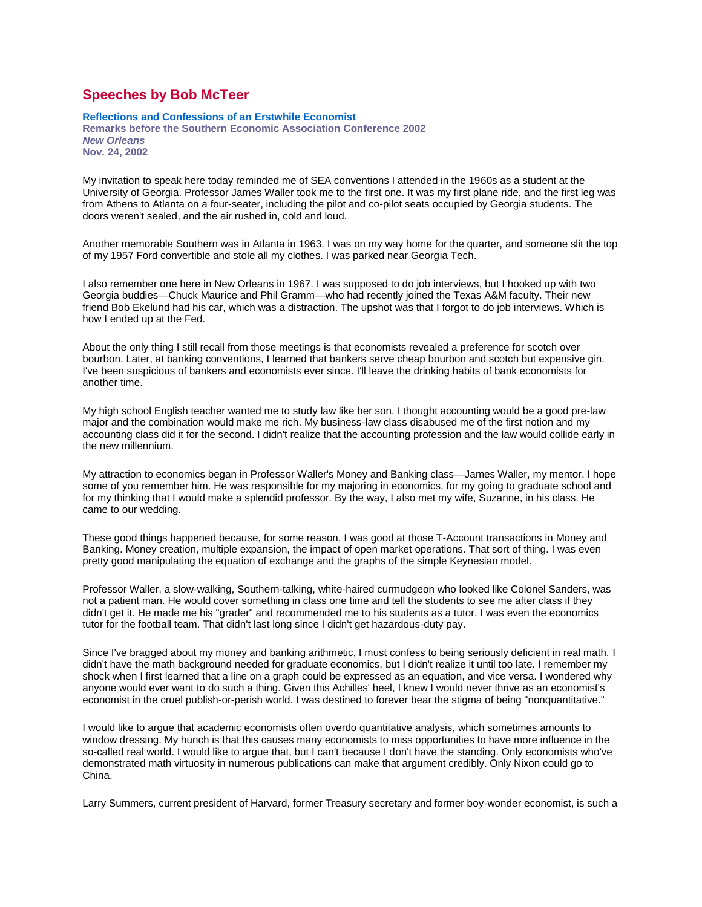# Speeches by Bob McTeer

**Reflections and Confessions of an Erstwhile Economist**
**Remarks before the Southern Economic Association Conference 2002**
***New Orleans***
**Nov. 24, 2002**

My invitation to speak here today reminded me of SEA conventions I attended in the 1960s as a student at the University of Georgia. Professor James Waller took me to the first one. It was my first plane ride, and the first leg was from Athens to Atlanta on a four-seater, including the pilot and co-pilot seats occupied by Georgia students. The doors weren't sealed, and the air rushed in, cold and loud.

Another memorable Southern was in Atlanta in 1963. I was on my way home for the quarter, and someone slit the top of my 1957 Ford convertible and stole all my clothes. I was parked near Georgia Tech.

I also remember one here in New Orleans in 1967. I was supposed to do job interviews, but I hooked up with two Georgia buddies—Chuck Maurice and Phil Gramm—who had recently joined the Texas A&M faculty. Their new friend Bob Ekelund had his car, which was a distraction. The upshot was that I forgot to do job interviews. Which is how I ended up at the Fed.

About the only thing I still recall from those meetings is that economists revealed a preference for scotch over bourbon. Later, at banking conventions, I learned that bankers serve cheap bourbon and scotch but expensive gin. I've been suspicious of bankers and economists ever since. I'll leave the drinking habits of bank economists for another time.

My high school English teacher wanted me to study law like her son. I thought accounting would be a good pre-law major and the combination would make me rich. My business-law class disabused me of the first notion and my accounting class did it for the second. I didn't realize that the accounting profession and the law would collide early in the new millennium.

My attraction to economics began in Professor Waller's Money and Banking class—James Waller, my mentor. I hope some of you remember him. He was responsible for my majoring in economics, for my going to graduate school and for my thinking that I would make a splendid professor. By the way, I also met my wife, Suzanne, in his class. He came to our wedding.

These good things happened because, for some reason, I was good at those T-Account transactions in Money and Banking. Money creation, multiple expansion, the impact of open market operations. That sort of thing. I was even pretty good manipulating the equation of exchange and the graphs of the simple Keynesian model.

Professor Waller, a slow-walking, Southern-talking, white-haired curmudgeon who looked like Colonel Sanders, was not a patient man. He would cover something in class one time and tell the students to see me after class if they didn't get it. He made me his "grader" and recommended me to his students as a tutor. I was even the economics tutor for the football team. That didn't last long since I didn't get hazardous-duty pay.

Since I've bragged about my money and banking arithmetic, I must confess to being seriously deficient in real math. I didn't have the math background needed for graduate economics, but I didn't realize it until too late. I remember my shock when I first learned that a line on a graph could be expressed as an equation, and vice versa. I wondered why anyone would ever want to do such a thing. Given this Achilles' heel, I knew I would never thrive as an economist's economist in the cruel publish-or-perish world. I was destined to forever bear the stigma of being "nonquantitative."

I would like to argue that academic economists often overdo quantitative analysis, which sometimes amounts to window dressing. My hunch is that this causes many economists to miss opportunities to have more influence in the so-called real world. I would like to argue that, but I can't because I don't have the standing. Only economists who've demonstrated math virtuosity in numerous publications can make that argument credibly. Only Nixon could go to China.

Larry Summers, current president of Harvard, former Treasury secretary and former boy-wonder economist, is such a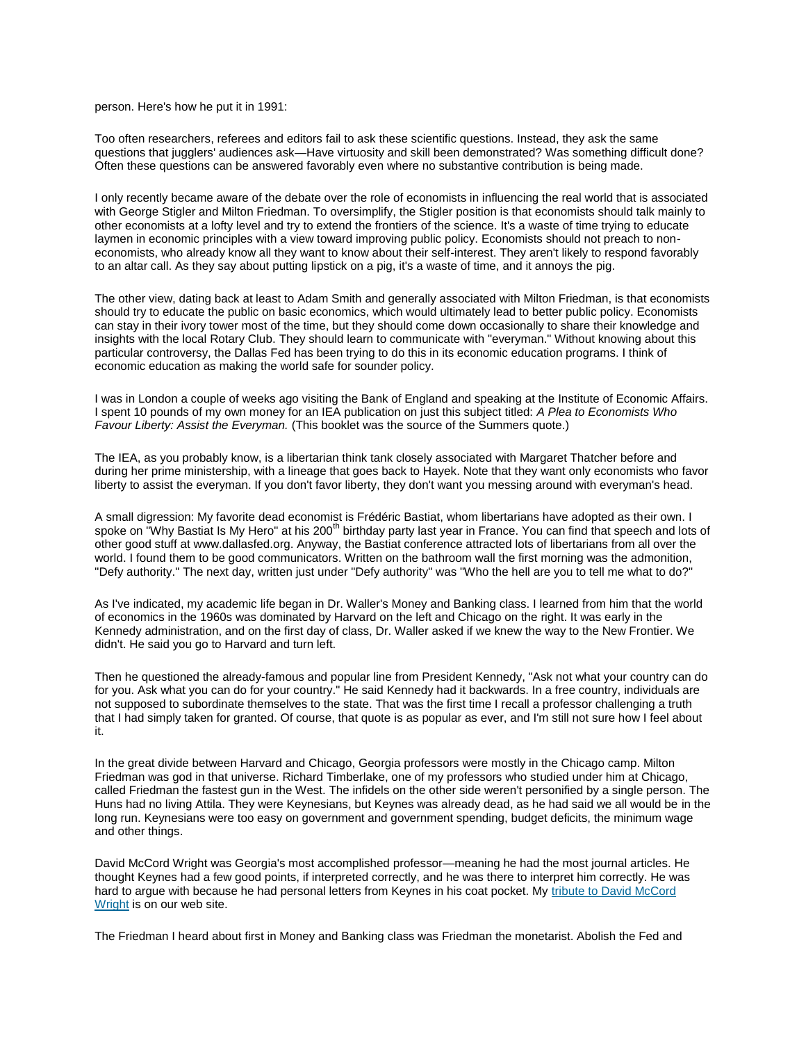person. Here's how he put it in 1991:

Too often researchers, referees and editors fail to ask these scientific questions. Instead, they ask the same questions that jugglers' audiences ask—Have virtuosity and skill been demonstrated? Was something difficult done? Often these questions can be answered favorably even where no substantive contribution is being made.

I only recently became aware of the debate over the role of economists in influencing the real world that is associated with George Stigler and Milton Friedman. To oversimplify, the Stigler position is that economists should talk mainly to other economists at a lofty level and try to extend the frontiers of the science. It's a waste of time trying to educate laymen in economic principles with a view toward improving public policy. Economists should not preach to non-economists, who already know all they want to know about their self-interest. They aren't likely to respond favorably to an altar call. As they say about putting lipstick on a pig, it's a waste of time, and it annoys the pig.

The other view, dating back at least to Adam Smith and generally associated with Milton Friedman, is that economists should try to educate the public on basic economics, which would ultimately lead to better public policy. Economists can stay in their ivory tower most of the time, but they should come down occasionally to share their knowledge and insights with the local Rotary Club. They should learn to communicate with "everyman." Without knowing about this particular controversy, the Dallas Fed has been trying to do this in its economic education programs. I think of economic education as making the world safe for sounder policy.

I was in London a couple of weeks ago visiting the Bank of England and speaking at the Institute of Economic Affairs. I spent 10 pounds of my own money for an IEA publication on just this subject titled: *A Plea to Economists Who Favour Liberty: Assist the Everyman.* (This booklet was the source of the Summers quote.)

The IEA, as you probably know, is a libertarian think tank closely associated with Margaret Thatcher before and during her prime ministership, with a lineage that goes back to Hayek. Note that they want only economists who favor liberty to assist the everyman. If you don't favor liberty, they don't want you messing around with everyman's head.

A small digression: My favorite dead economist is Frédéric Bastiat, whom libertarians have adopted as their own. I spoke on "Why Bastiat Is My Hero" at his 200th birthday party last year in France. You can find that speech and lots of other good stuff at www.dallasfed.org. Anyway, the Bastiat conference attracted lots of libertarians from all over the world. I found them to be good communicators. Written on the bathroom wall the first morning was the admonition, "Defy authority." The next day, written just under "Defy authority" was "Who the hell are you to tell me what to do?"

As I've indicated, my academic life began in Dr. Waller's Money and Banking class. I learned from him that the world of economics in the 1960s was dominated by Harvard on the left and Chicago on the right. It was early in the Kennedy administration, and on the first day of class, Dr. Waller asked if we knew the way to the New Frontier. We didn't. He said you go to Harvard and turn left.

Then he questioned the already-famous and popular line from President Kennedy, "Ask not what your country can do for you. Ask what you can do for your country." He said Kennedy had it backwards. In a free country, individuals are not supposed to subordinate themselves to the state. That was the first time I recall a professor challenging a truth that I had simply taken for granted. Of course, that quote is as popular as ever, and I'm still not sure how I feel about it.

In the great divide between Harvard and Chicago, Georgia professors were mostly in the Chicago camp. Milton Friedman was god in that universe. Richard Timberlake, one of my professors who studied under him at Chicago, called Friedman the fastest gun in the West. The infidels on the other side weren't personified by a single person. The Huns had no living Attila. They were Keynesians, but Keynes was already dead, as he had said we all would be in the long run. Keynesians were too easy on government and government spending, budget deficits, the minimum wage and other things.

David McCord Wright was Georgia's most accomplished professor—meaning he had the most journal articles. He thought Keynes had a few good points, if interpreted correctly, and he was there to interpret him correctly. He was hard to argue with because he had personal letters from Keynes in his coat pocket. My tribute to David McCord Wright is on our web site.

The Friedman I heard about first in Money and Banking class was Friedman the monetarist. Abolish the Fed and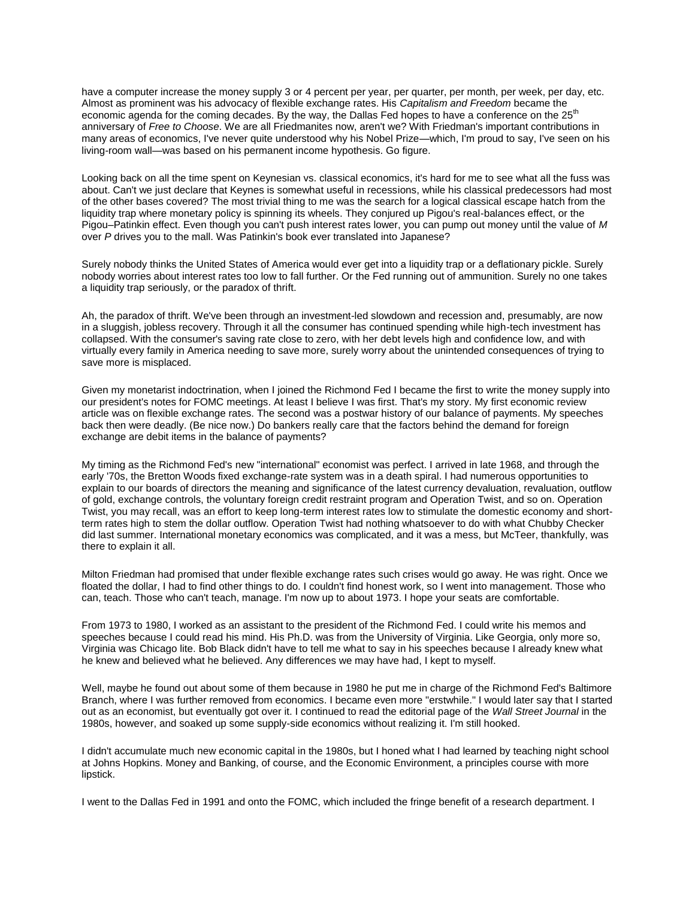have a computer increase the money supply 3 or 4 percent per year, per quarter, per month, per week, per day, etc. Almost as prominent was his advocacy of flexible exchange rates. His *Capitalism and Freedom* became the economic agenda for the coming decades. By the way, the Dallas Fed hopes to have a conference on the 25th anniversary of *Free to Choose*. We are all Friedmanites now, aren't we? With Friedman's important contributions in many areas of economics, I've never quite understood why his Nobel Prize—which, I'm proud to say, I've seen on his living-room wall—was based on his permanent income hypothesis. Go figure.

Looking back on all the time spent on Keynesian vs. classical economics, it's hard for me to see what all the fuss was about. Can't we just declare that Keynes is somewhat useful in recessions, while his classical predecessors had most of the other bases covered? The most trivial thing to me was the search for a logical classical escape hatch from the liquidity trap where monetary policy is spinning its wheels. They conjured up Pigou's real-balances effect, or the Pigou–Patinkin effect. Even though you can't push interest rates lower, you can pump out money until the value of $M$ over $P$ drives you to the mall. Was Patinkin's book ever translated into Japanese?

Surely nobody thinks the United States of America would ever get into a liquidity trap or a deflationary pickle. Surely nobody worries about interest rates too low to fall further. Or the Fed running out of ammunition. Surely no one takes a liquidity trap seriously, or the paradox of thrift.

Ah, the paradox of thrift. We've been through an investment-led slowdown and recession and, presumably, are now in a sluggish, jobless recovery. Through it all the consumer has continued spending while high-tech investment has collapsed. With the consumer's saving rate close to zero, with her debt levels high and confidence low, and with virtually every family in America needing to save more, surely worry about the unintended consequences of trying to save more is misplaced.

Given my monetarist indoctrination, when I joined the Richmond Fed I became the first to write the money supply into our president's notes for FOMC meetings. At least I believe I was first. That's my story. My first economic review article was on flexible exchange rates. The second was a postwar history of our balance of payments. My speeches back then were deadly. (Be nice now.) Do bankers really care that the factors behind the demand for foreign exchange are debit items in the balance of payments?

My timing as the Richmond Fed's new "international" economist was perfect. I arrived in late 1968, and through the early '70s, the Bretton Woods fixed exchange-rate system was in a death spiral. I had numerous opportunities to explain to our boards of directors the meaning and significance of the latest currency devaluation, revaluation, outflow of gold, exchange controls, the voluntary foreign credit restraint program and Operation Twist, and so on. Operation Twist, you may recall, was an effort to keep long-term interest rates low to stimulate the domestic economy and short-term rates high to stem the dollar outflow. Operation Twist had nothing whatsoever to do with what Chubby Checker did last summer. International monetary economics was complicated, and it was a mess, but McTeer, thankfully, was there to explain it all.

Milton Friedman had promised that under flexible exchange rates such crises would go away. He was right. Once we floated the dollar, I had to find other things to do. I couldn't find honest work, so I went into management. Those who can, teach. Those who can't teach, manage. I'm now up to about 1973. I hope your seats are comfortable.

From 1973 to 1980, I worked as an assistant to the president of the Richmond Fed. I could write his memos and speeches because I could read his mind. His Ph.D. was from the University of Virginia. Like Georgia, only more so, Virginia was Chicago lite. Bob Black didn't have to tell me what to say in his speeches because I already knew what he knew and believed what he believed. Any differences we may have had, I kept to myself.

Well, maybe he found out about some of them because in 1980 he put me in charge of the Richmond Fed's Baltimore Branch, where I was further removed from economics. I became even more "erstwhile." I would later say that I started out as an economist, but eventually got over it. I continued to read the editorial page of the *Wall Street Journal* in the 1980s, however, and soaked up some supply-side economics without realizing it. I'm still hooked.

I didn't accumulate much new economic capital in the 1980s, but I honed what I had learned by teaching night school at Johns Hopkins. Money and Banking, of course, and the Economic Environment, a principles course with more lipstick.

I went to the Dallas Fed in 1991 and onto the FOMC, which included the fringe benefit of a research department. I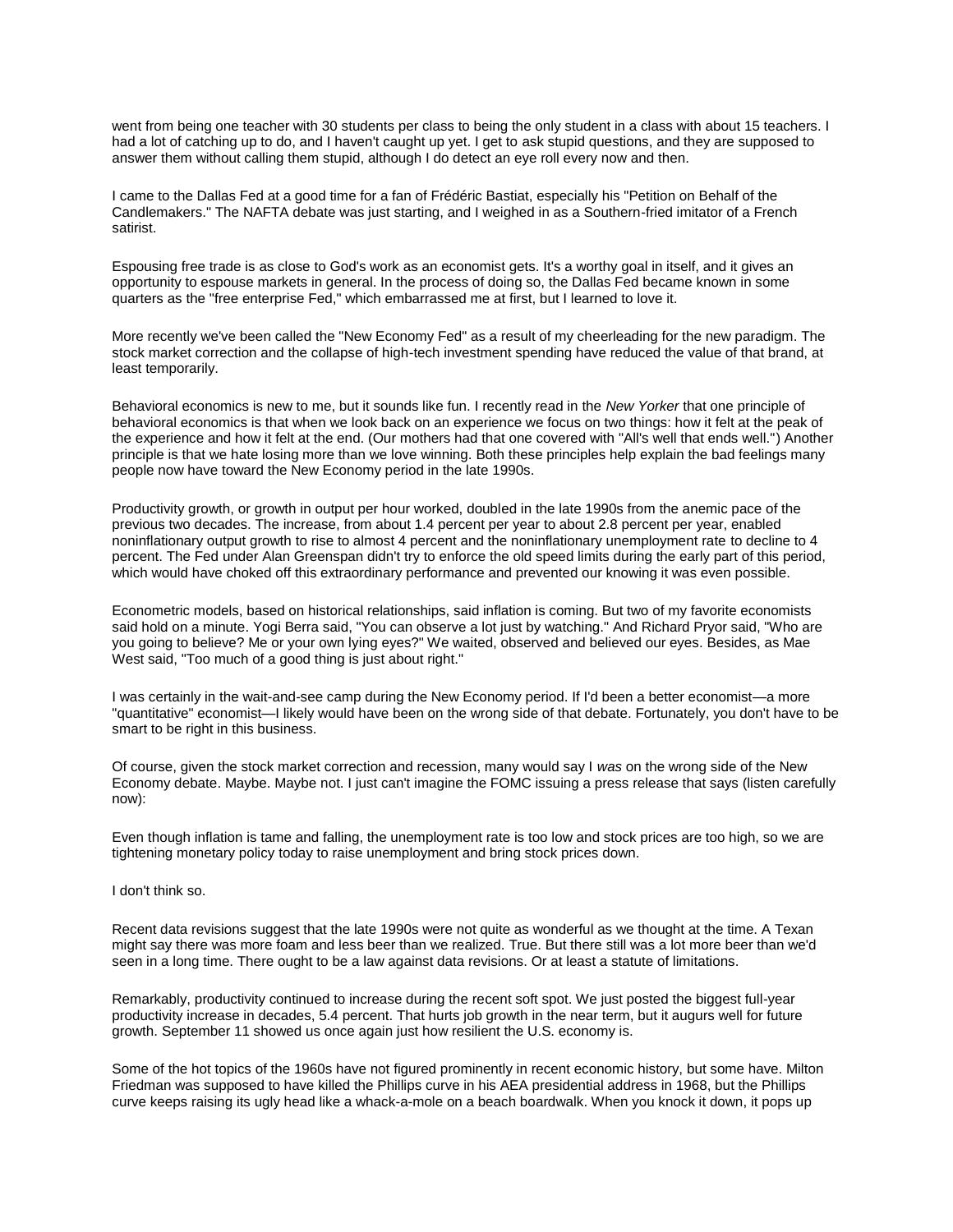went from being one teacher with 30 students per class to being the only student in a class with about 15 teachers. I had a lot of catching up to do, and I haven't caught up yet. I get to ask stupid questions, and they are supposed to answer them without calling them stupid, although I do detect an eye roll every now and then.

I came to the Dallas Fed at a good time for a fan of Frédéric Bastiat, especially his "Petition on Behalf of the Candlemakers." The NAFTA debate was just starting, and I weighed in as a Southern-fried imitator of a French satirist.

Espousing free trade is as close to God's work as an economist gets. It's a worthy goal in itself, and it gives an opportunity to espouse markets in general. In the process of doing so, the Dallas Fed became known in some quarters as the "free enterprise Fed," which embarrassed me at first, but I learned to love it.

More recently we've been called the "New Economy Fed" as a result of my cheerleading for the new paradigm. The stock market correction and the collapse of high-tech investment spending have reduced the value of that brand, at least temporarily.

Behavioral economics is new to me, but it sounds like fun. I recently read in the *New Yorker* that one principle of behavioral economics is that when we look back on an experience we focus on two things: how it felt at the peak of the experience and how it felt at the end. (Our mothers had that one covered with "All's well that ends well.") Another principle is that we hate losing more than we love winning. Both these principles help explain the bad feelings many people now have toward the New Economy period in the late 1990s.

Productivity growth, or growth in output per hour worked, doubled in the late 1990s from the anemic pace of the previous two decades. The increase, from about 1.4 percent per year to about 2.8 percent per year, enabled noninflationary output growth to rise to almost 4 percent and the noninflationary unemployment rate to decline to 4 percent. The Fed under Alan Greenspan didn't try to enforce the old speed limits during the early part of this period, which would have choked off this extraordinary performance and prevented our knowing it was even possible.

Econometric models, based on historical relationships, said inflation is coming. But two of my favorite economists said hold on a minute. Yogi Berra said, "You can observe a lot just by watching." And Richard Pryor said, "Who are you going to believe? Me or your own lying eyes?" We waited, observed and believed our eyes. Besides, as Mae West said, "Too much of a good thing is just about right."

I was certainly in the wait-and-see camp during the New Economy period. If I'd been a better economist—a more "quantitative" economist—I likely would have been on the wrong side of that debate. Fortunately, you don't have to be smart to be right in this business.

Of course, given the stock market correction and recession, many would say I *was* on the wrong side of the New Economy debate. Maybe. Maybe not. I just can't imagine the FOMC issuing a press release that says (listen carefully now):

Even though inflation is tame and falling, the unemployment rate is too low and stock prices are too high, so we are tightening monetary policy today to raise unemployment and bring stock prices down.

I don't think so.

Recent data revisions suggest that the late 1990s were not quite as wonderful as we thought at the time. A Texan might say there was more foam and less beer than we realized. True. But there still was a lot more beer than we'd seen in a long time. There ought to be a law against data revisions. Or at least a statute of limitations.

Remarkably, productivity continued to increase during the recent soft spot. We just posted the biggest full-year productivity increase in decades, 5.4 percent. That hurts job growth in the near term, but it augurs well for future growth. September 11 showed us once again just how resilient the U.S. economy is.

Some of the hot topics of the 1960s have not figured prominently in recent economic history, but some have. Milton Friedman was supposed to have killed the Phillips curve in his AEA presidential address in 1968, but the Phillips curve keeps raising its ugly head like a whack-a-mole on a beach boardwalk. When you knock it down, it pops up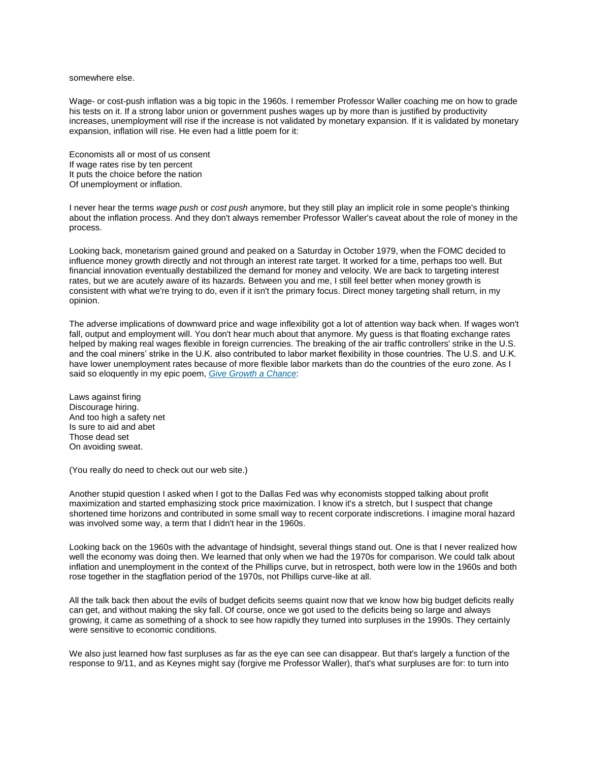somewhere else.

Wage- or cost-push inflation was a big topic in the 1960s. I remember Professor Waller coaching me on how to grade his tests on it. If a strong labor union or government pushes wages up by more than is justified by productivity increases, unemployment will rise if the increase is not validated by monetary expansion. If it is validated by monetary expansion, inflation will rise. He even had a little poem for it:

Economists all or most of us consent  
If wage rates rise by ten percent  
It puts the choice before the nation  
Of unemployment or inflation.

I never hear the terms *wage push* or *cost push* anymore, but they still play an implicit role in some people's thinking about the inflation process. And they don't always remember Professor Waller's caveat about the role of money in the process.

Looking back, monetarism gained ground and peaked on a Saturday in October 1979, when the FOMC decided to influence money growth directly and not through an interest rate target. It worked for a time, perhaps too well. But financial innovation eventually destabilized the demand for money and velocity. We are back to targeting interest rates, but we are acutely aware of its hazards. Between you and me, I still feel better when money growth is consistent with what we're trying to do, even if it isn't the primary focus. Direct money targeting shall return, in my opinion.

The adverse implications of downward price and wage inflexibility got a lot of attention way back when. If wages won't fall, output and employment will. You don't hear much about that anymore. My guess is that floating exchange rates helped by making real wages flexible in foreign currencies. The breaking of the air traffic controllers' strike in the U.S. and the coal miners' strike in the U.K. also contributed to labor market flexibility in those countries. The U.S. and U.K. have lower unemployment rates because of more flexible labor markets than do the countries of the euro zone. As I said so eloquently in my epic poem, *Give Growth a Chance*:

Laws against firing  
Discourage hiring.  
And too high a safety net  
Is sure to aid and abet  
Those dead set  
On avoiding sweat.

(You really do need to check out our web site.)

Another stupid question I asked when I got to the Dallas Fed was why economists stopped talking about profit maximization and started emphasizing stock price maximization. I know it's a stretch, but I suspect that change shortened time horizons and contributed in some small way to recent corporate indiscretions. I imagine moral hazard was involved some way, a term that I didn't hear in the 1960s.

Looking back on the 1960s with the advantage of hindsight, several things stand out. One is that I never realized how well the economy was doing then. We learned that only when we had the 1970s for comparison. We could talk about inflation and unemployment in the context of the Phillips curve, but in retrospect, both were low in the 1960s and both rose together in the stagflation period of the 1970s, not Phillips curve-like at all.

All the talk back then about the evils of budget deficits seems quaint now that we know how big budget deficits really can get, and without making the sky fall. Of course, once we got used to the deficits being so large and always growing, it came as something of a shock to see how rapidly they turned into surpluses in the 1990s. They certainly were sensitive to economic conditions.

We also just learned how fast surpluses as far as the eye can see can disappear. But that's largely a function of the response to 9/11, and as Keynes might say (forgive me Professor Waller), that's what surpluses are for: to turn into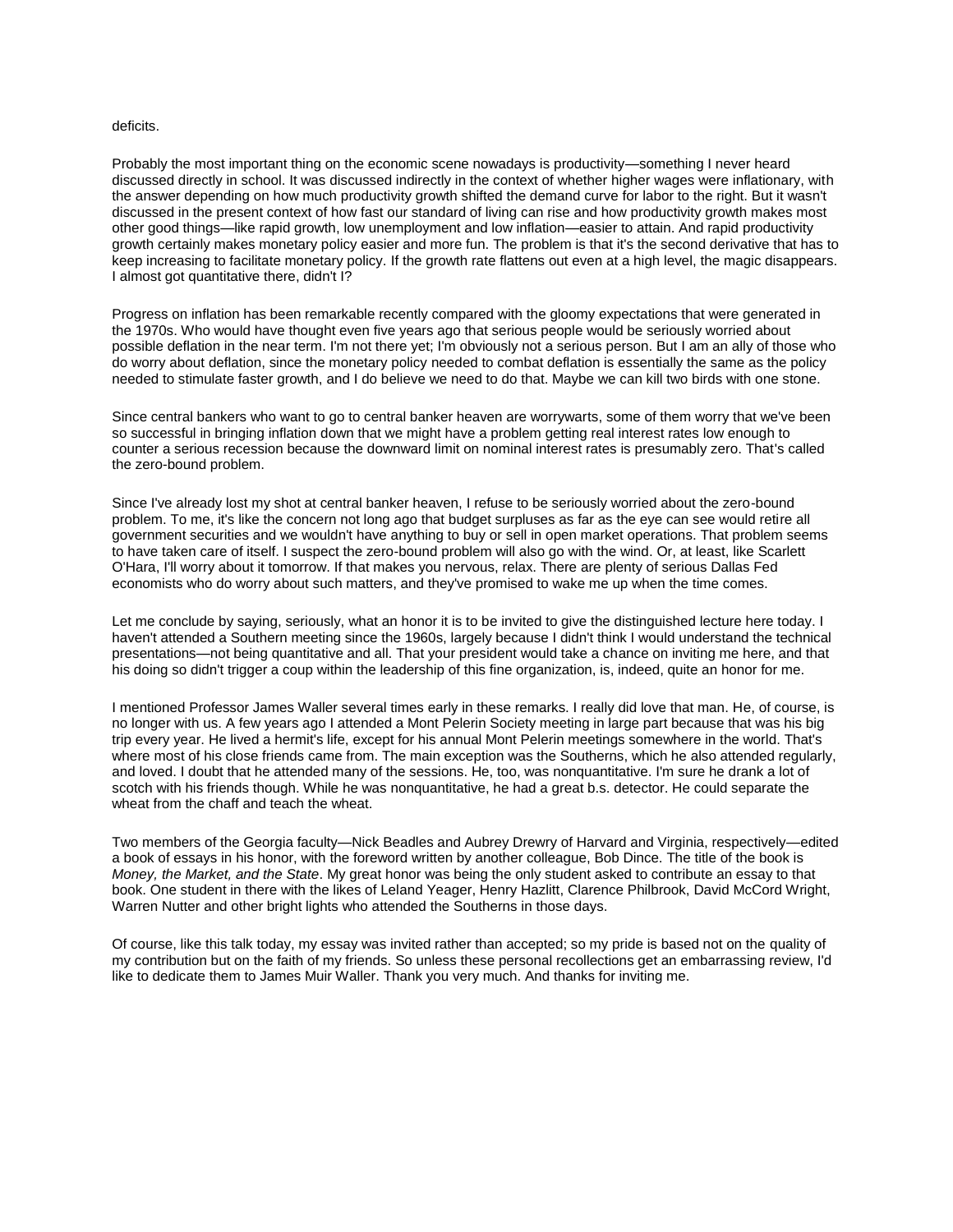deficits.

Probably the most important thing on the economic scene nowadays is productivity—something I never heard discussed directly in school. It was discussed indirectly in the context of whether higher wages were inflationary, with the answer depending on how much productivity growth shifted the demand curve for labor to the right. But it wasn't discussed in the present context of how fast our standard of living can rise and how productivity growth makes most other good things—like rapid growth, low unemployment and low inflation—easier to attain. And rapid productivity growth certainly makes monetary policy easier and more fun. The problem is that it's the second derivative that has to keep increasing to facilitate monetary policy. If the growth rate flattens out even at a high level, the magic disappears. I almost got quantitative there, didn't I?

Progress on inflation has been remarkable recently compared with the gloomy expectations that were generated in the 1970s. Who would have thought even five years ago that serious people would be seriously worried about possible deflation in the near term. I'm not there yet; I'm obviously not a serious person. But I am an ally of those who do worry about deflation, since the monetary policy needed to combat deflation is essentially the same as the policy needed to stimulate faster growth, and I do believe we need to do that. Maybe we can kill two birds with one stone.

Since central bankers who want to go to central banker heaven are worrywarts, some of them worry that we've been so successful in bringing inflation down that we might have a problem getting real interest rates low enough to counter a serious recession because the downward limit on nominal interest rates is presumably zero. That's called the zero-bound problem.

Since I've already lost my shot at central banker heaven, I refuse to be seriously worried about the zero-bound problem. To me, it's like the concern not long ago that budget surpluses as far as the eye can see would retire all government securities and we wouldn't have anything to buy or sell in open market operations. That problem seems to have taken care of itself. I suspect the zero-bound problem will also go with the wind. Or, at least, like Scarlett O'Hara, I'll worry about it tomorrow. If that makes you nervous, relax. There are plenty of serious Dallas Fed economists who do worry about such matters, and they've promised to wake me up when the time comes.

Let me conclude by saying, seriously, what an honor it is to be invited to give the distinguished lecture here today. I haven't attended a Southern meeting since the 1960s, largely because I didn't think I would understand the technical presentations—not being quantitative and all. That your president would take a chance on inviting me here, and that his doing so didn't trigger a coup within the leadership of this fine organization, is, indeed, quite an honor for me.

I mentioned Professor James Waller several times early in these remarks. I really did love that man. He, of course, is no longer with us. A few years ago I attended a Mont Pelerin Society meeting in large part because that was his big trip every year. He lived a hermit's life, except for his annual Mont Pelerin meetings somewhere in the world. That's where most of his close friends came from. The main exception was the Southerns, which he also attended regularly, and loved. I doubt that he attended many of the sessions. He, too, was nonquantitative. I'm sure he drank a lot of scotch with his friends though. While he was nonquantitative, he had a great b.s. detector. He could separate the wheat from the chaff and teach the wheat.

Two members of the Georgia faculty—Nick Beadles and Aubrey Drewry of Harvard and Virginia, respectively—edited a book of essays in his honor, with the foreword written by another colleague, Bob Dince. The title of the book is *Money, the Market, and the State*. My great honor was being the only student asked to contribute an essay to that book. One student in there with the likes of Leland Yeager, Henry Hazlitt, Clarence Philbrook, David McCord Wright, Warren Nutter and other bright lights who attended the Southerns in those days.

Of course, like this talk today, my essay was invited rather than accepted; so my pride is based not on the quality of my contribution but on the faith of my friends. So unless these personal recollections get an embarrassing review, I'd like to dedicate them to James Muir Waller. Thank you very much. And thanks for inviting me.